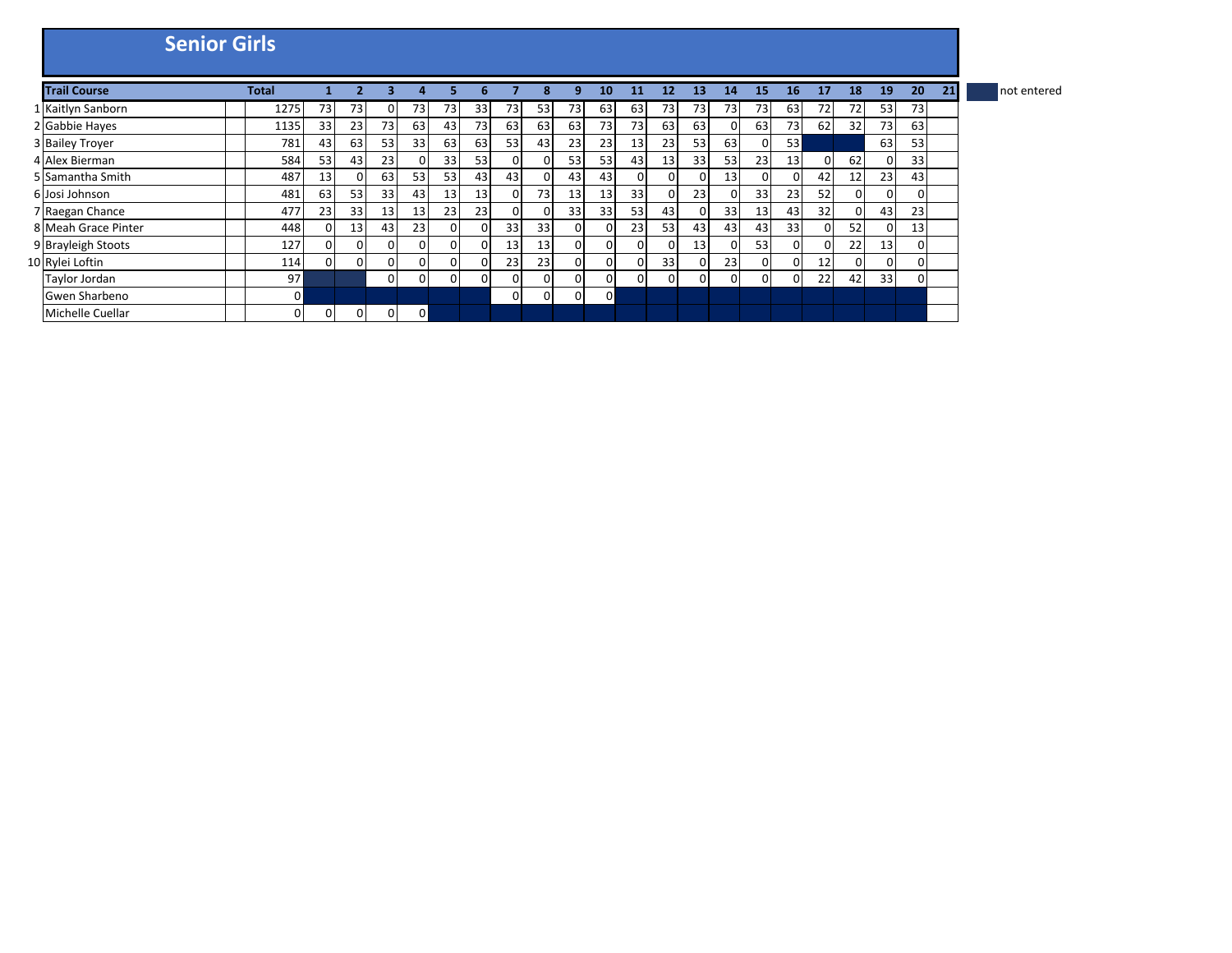# Senior Girls

| | Trail Course | | Total | 1 | 2 | 3 | 4 | 5 | 6 | 7 | 8 | 9 | 10 | 11 | 12 | 13 | 14 | 15 | 16 | 17 | 18 | 19 | 20 | 21 |
|---|---|---|---|---|---|---|---|---|---|---|---|---|---|---|---|---|---|---|---|---|---|---|---|---|
| 1 | Kaitlyn Sanborn | | 1275 | 73 | 73 | 0 | 73 | 73 | 33 | 73 | 53 | 73 | 63 | 63 | 73 | 73 | 73 | 73 | 63 | 72 | 72 | 53 | 73 | |
| 2 | Gabbie Hayes | | 1135 | 33 | 23 | 73 | 63 | 43 | 73 | 63 | 63 | 63 | 73 | 73 | 63 | 63 | 0 | 63 | 73 | 62 | 32 | 73 | 63 | |
| 3 | Bailey Troyer | | 781 | 43 | 63 | 53 | 33 | 63 | 63 | 53 | 43 | 23 | 23 | 13 | 23 | 53 | 63 | 0 | 53 | | | 63 | 53 | |
| 4 | Alex Bierman | | 584 | 53 | 43 | 23 | 0 | 33 | 53 | 0 | 0 | 53 | 53 | 43 | 13 | 33 | 53 | 23 | 13 | 0 | 62 | 0 | 33 | |
| 5 | Samantha Smith | | 487 | 13 | 0 | 63 | 53 | 53 | 43 | 43 | 0 | 43 | 43 | 0 | 0 | 0 | 13 | 0 | 0 | 42 | 12 | 23 | 43 | |
| 6 | Josi Johnson | | 481 | 63 | 53 | 33 | 43 | 13 | 13 | 0 | 73 | 13 | 13 | 33 | 0 | 23 | 0 | 33 | 23 | 52 | 0 | 0 | 0 | |
| 7 | Raegan Chance | | 477 | 23 | 33 | 13 | 13 | 23 | 23 | 0 | 0 | 33 | 33 | 53 | 43 | 0 | 33 | 13 | 43 | 32 | 0 | 43 | 23 | |
| 8 | Meah Grace Pinter | | 448 | 0 | 13 | 43 | 23 | 0 | 0 | 33 | 33 | 0 | 0 | 23 | 53 | 43 | 43 | 43 | 33 | 0 | 52 | 0 | 13 | |
| 9 | Brayleigh Stoots | | 127 | 0 | 0 | 0 | 0 | 0 | 0 | 13 | 13 | 0 | 0 | 0 | 0 | 13 | 0 | 53 | 0 | 0 | 22 | 13 | 0 | |
| 10 | Rylei Loftin | | 114 | 0 | 0 | 0 | 0 | 0 | 0 | 23 | 23 | 0 | 0 | 0 | 33 | 0 | 23 | 0 | 0 | 12 | 0 | 0 | 0 | |
| | Taylor Jordan | | 97 | | | 0 | 0 | 0 | 0 | 0 | 0 | 0 | 0 | 0 | 0 | 0 | 0 | 0 | 0 | 22 | 42 | 33 | 0 | |
| | Gwen Sharbeno | | 0 | | | | | | | 0 | 0 | 0 | 0 | | | | | | | | | | | |
| | Michelle Cuellar | | 0 | 0 | 0 | 0 | 0 | | | | | | | | | | | | | | | | | |

(dark shaded cell) = not entered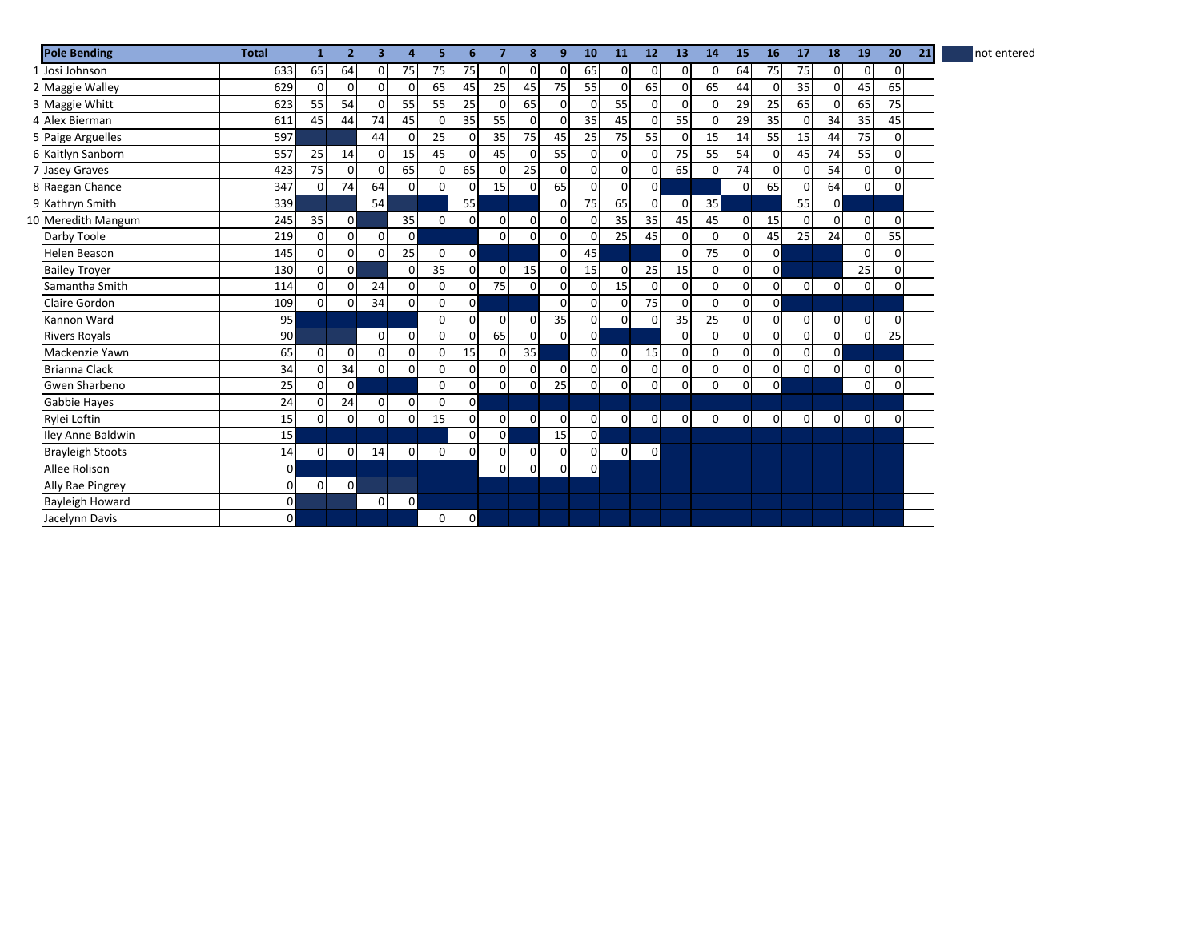| | Pole Bending | Total | 1 | 2 | 3 | 4 | 5 | 6 | 7 | 8 | 9 | 10 | 11 | 12 | 13 | 14 | 15 | 16 | 17 | 18 | 19 | 20 | 21 |
|---|---|---|---|---|---|---|---|---|---|---|---|---|---|---|---|---|---|---|---|---|---|---|---|
| 1 | Josi Johnson | 633 | 65 | 64 | 0 | 75 | 75 | 75 | 0 | 0 | 0 | 65 | 0 | 0 | 0 | 0 | 64 | 75 | 75 | 0 | 0 | 0 | |
| 2 | Maggie Walley | 629 | 0 | 0 | 0 | 0 | 65 | 45 | 25 | 45 | 75 | 55 | 0 | 65 | 0 | 65 | 44 | 0 | 35 | 0 | 45 | 65 | |
| 3 | Maggie Whitt | 623 | 55 | 54 | 0 | 55 | 55 | 25 | 0 | 65 | 0 | 0 | 55 | 0 | 0 | 0 | 29 | 25 | 65 | 0 | 65 | 75 | |
| 4 | Alex Bierman | 611 | 45 | 44 | 74 | 45 | 0 | 35 | 55 | 0 | 0 | 35 | 45 | 0 | 55 | 0 | 29 | 35 | 0 | 34 | 35 | 45 | |
| 5 | Paige Arguelles | 597 | | | 44 | 0 | 25 | 0 | 35 | 75 | 45 | 25 | 75 | 55 | 0 | 15 | 14 | 55 | 15 | 44 | 75 | 0 | |
| 6 | Kaitlyn Sanborn | 557 | 25 | 14 | 0 | 15 | 45 | 0 | 45 | 0 | 55 | 0 | 0 | 0 | 75 | 55 | 54 | 0 | 45 | 74 | 55 | 0 | |
| 7 | Jasey Graves | 423 | 75 | 0 | 0 | 65 | 0 | 65 | 0 | 25 | 0 | 0 | 0 | 0 | 65 | 0 | 74 | 0 | 0 | 54 | 0 | 0 | |
| 8 | Raegan Chance | 347 | 0 | 74 | 64 | 0 | 0 | 0 | 15 | 0 | 65 | 0 | 0 | 0 | | | 0 | 65 | 0 | 64 | 0 | 0 | |
| 9 | Kathryn Smith | 339 | | | 54 | | | 55 | | | 0 | 75 | 65 | 0 | 0 | 35 | | | 55 | 0 | | | |
| 10 | Meredith Mangum | 245 | 35 | 0 | | 35 | 0 | 0 | 0 | 0 | 0 | 0 | 35 | 35 | 45 | 45 | 0 | 15 | 0 | 0 | 0 | 0 | |
| | Darby Toole | 219 | 0 | 0 | 0 | 0 | | | 0 | 0 | 0 | 0 | 25 | 45 | 0 | 0 | 0 | 45 | 25 | 24 | 0 | 55 | |
| | Helen Beason | 145 | 0 | 0 | 0 | 25 | 0 | 0 | | | 0 | 45 | | | 0 | 75 | 0 | 0 | | | 0 | 0 | |
| | Bailey Troyer | 130 | 0 | 0 | | 0 | 35 | 0 | 0 | 15 | 0 | 15 | 0 | 25 | 15 | 0 | 0 | 0 | | | 25 | 0 | |
| | Samantha Smith | 114 | 0 | 0 | 24 | 0 | 0 | 0 | 75 | 0 | 0 | 0 | 15 | 0 | 0 | 0 | 0 | 0 | 0 | 0 | 0 | 0 | |
| | Claire Gordon | 109 | 0 | 0 | 34 | 0 | 0 | 0 | | | 0 | 0 | 0 | 75 | 0 | 0 | 0 | 0 | | | | | |
| | Kannon Ward | 95 | | | | | 0 | 0 | 0 | 0 | 35 | 0 | 0 | 0 | 35 | 25 | 0 | 0 | 0 | 0 | 0 | 0 | |
| | Rivers Royals | 90 | | | 0 | 0 | 0 | 0 | 65 | 0 | 0 | 0 | | | 0 | 0 | 0 | 0 | 0 | 0 | 0 | 25 | |
| | Mackenzie Yawn | 65 | 0 | 0 | 0 | 0 | 0 | 15 | 0 | 35 | | 0 | 0 | 15 | 0 | 0 | 0 | 0 | 0 | 0 | | | |
| | Brianna Clack | 34 | 0 | 34 | 0 | 0 | 0 | 0 | 0 | 0 | 0 | 0 | 0 | 0 | 0 | 0 | 0 | 0 | 0 | 0 | 0 | 0 | |
| | Gwen Sharbeno | 25 | 0 | 0 | | | 0 | 0 | 0 | 0 | 25 | 0 | 0 | 0 | 0 | 0 | 0 | 0 | | | 0 | 0 | |
| | Gabbie Hayes | 24 | 0 | 24 | 0 | 0 | 0 | 0 | | | | | | | | | | | | | | | |
| | Rylei Loftin | 15 | 0 | 0 | 0 | 0 | 15 | 0 | 0 | 0 | 0 | 0 | 0 | 0 | 0 | 0 | 0 | 0 | 0 | 0 | 0 | 0 | |
| | Iley Anne Baldwin | 15 | | | | | | 0 | 0 | | 15 | 0 | | | | | | | | | | | |
| | Brayleigh Stoots | 14 | 0 | 0 | 14 | 0 | 0 | 0 | 0 | 0 | 0 | 0 | 0 | 0 | | | | | | | | | |
| | Allee Rolison | 0 | | | | | | | 0 | 0 | 0 | 0 | | | | | | | | | | | |
| | Ally Rae Pingrey | 0 | 0 | 0 | | | | | | | | | | | | | | | | | | | |
| | Bayleigh Howard | 0 | | | 0 | 0 | | | | | | | | | | | | | | | | | |
| | Jacelynn Davis | 0 | | | | | 0 | 0 | | | | | | | | | | | | | | | |

(Shaded cells = not entered)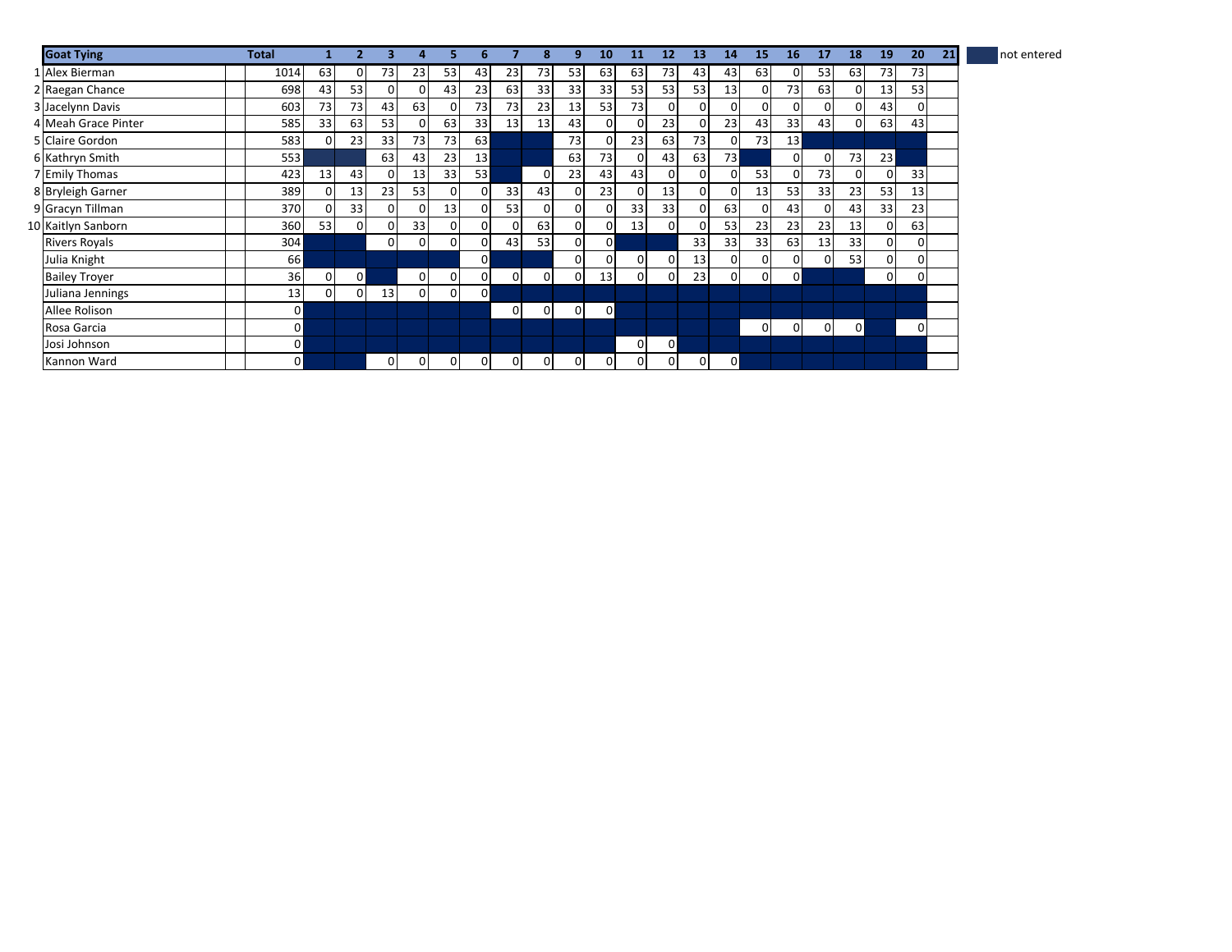| | Goat Tying | Total | 1 | 2 | 3 | 4 | 5 | 6 | 7 | 8 | 9 | 10 | 11 | 12 | 13 | 14 | 15 | 16 | 17 | 18 | 19 | 20 | 21 |
|---|---|---|---|---|---|---|---|---|---|---|---|---|---|---|---|---|---|---|---|---|---|---|---|
| 1 | Alex Bierman | 1014 | 63 | 0 | 73 | 23 | 53 | 43 | 23 | 73 | 53 | 63 | 63 | 73 | 43 | 43 | 63 | 0 | 53 | 63 | 73 | 73 | |
| 2 | Raegan Chance | 698 | 43 | 53 | 0 | 0 | 43 | 23 | 63 | 33 | 33 | 33 | 53 | 53 | 53 | 13 | 0 | 73 | 63 | 0 | 13 | 53 | |
| 3 | Jacelynn Davis | 603 | 73 | 73 | 43 | 63 | 0 | 73 | 73 | 23 | 13 | 53 | 73 | 0 | 0 | 0 | 0 | 0 | 0 | 0 | 43 | 0 | |
| 4 | Meah Grace Pinter | 585 | 33 | 63 | 53 | 0 | 63 | 33 | 13 | 13 | 43 | 0 | 0 | 23 | 0 | 23 | 43 | 33 | 43 | 0 | 63 | 43 | |
| 5 | Claire Gordon | 583 | 0 | 23 | 33 | 73 | 73 | 63 | | | 73 | 0 | 23 | 63 | 73 | 0 | 73 | 13 | | | | | |
| 6 | Kathryn Smith | 553 | | | 63 | 43 | 23 | 13 | | | 63 | 73 | 0 | 43 | 63 | 73 | | 0 | 0 | 73 | 23 | | |
| 7 | Emily Thomas | 423 | 13 | 43 | 0 | 13 | 33 | 53 | | 0 | 23 | 43 | 43 | 0 | 0 | 0 | 53 | 0 | 73 | 0 | 0 | 33 | |
| 8 | Bryleigh Garner | 389 | 0 | 13 | 23 | 53 | 0 | 0 | 33 | 43 | 0 | 23 | 0 | 13 | 0 | 0 | 13 | 53 | 33 | 23 | 53 | 13 | |
| 9 | Gracyn Tillman | 370 | 0 | 33 | 0 | 0 | 13 | 0 | 53 | 0 | 0 | 0 | 33 | 33 | 0 | 63 | 0 | 43 | 0 | 43 | 33 | 23 | |
| 10 | Kaitlyn Sanborn | 360 | 53 | 0 | 0 | 33 | 0 | 0 | 0 | 63 | 0 | 0 | 13 | 0 | 0 | 53 | 23 | 23 | 23 | 13 | 0 | 63 | |
| | Rivers Royals | 304 | | | 0 | 0 | 0 | 0 | 43 | 53 | 0 | 0 | | | 33 | 33 | 33 | 63 | 13 | 33 | 0 | 0 | |
| | Julia Knight | 66 | | | | | | 0 | | | 0 | 0 | 0 | 0 | 13 | 0 | 0 | 0 | 0 | 53 | 0 | 0 | |
| | Bailey Troyer | 36 | 0 | 0 | | 0 | 0 | 0 | 0 | 0 | 0 | 13 | 0 | 0 | 23 | 0 | 0 | 0 | | | 0 | 0 | |
| | Juliana Jennings | 13 | 0 | 0 | 13 | 0 | 0 | 0 | | | | | | | | | | | | | | | |
| | Allee Rolison | 0 | | | | | | | 0 | 0 | 0 | 0 | | | | | | | | | | | |
| | Rosa Garcia | 0 | | | | | | | | | | | | | | | 0 | 0 | 0 | 0 | | 0 | |
| | Josi Johnson | 0 | | | | | | | | | | | 0 | 0 | | | | | | | | | |
| | Kannon Ward | 0 | | | 0 | 0 | 0 | 0 | 0 | 0 | 0 | 0 | 0 | 0 | 0 | 0 | | | | | | | |

(shaded) not entered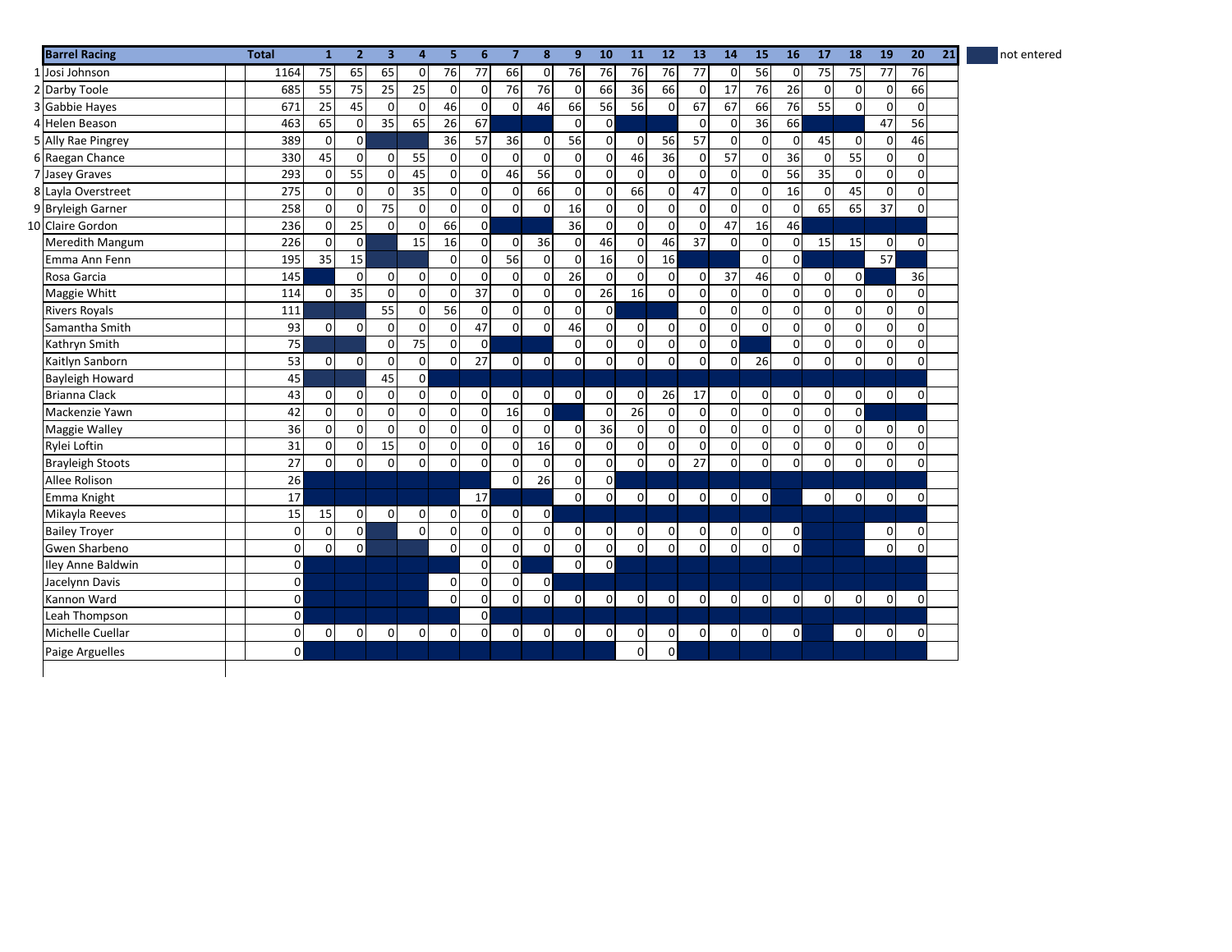| | Barrel Racing | Total | 1 | 2 | 3 | 4 | 5 | 6 | 7 | 8 | 9 | 10 | 11 | 12 | 13 | 14 | 15 | 16 | 17 | 18 | 19 | 20 | 21 |
|---|---|---|---|---|---|---|---|---|---|---|---|---|---|---|---|---|---|---|---|---|---|---|---|
| 1 | Josi Johnson | 1164 | 75 | 65 | 65 | 0 | 76 | 77 | 66 | 0 | 76 | 76 | 76 | 76 | 77 | 0 | 56 | 0 | 75 | 75 | 77 | 76 | |
| 2 | Darby Toole | 685 | 55 | 75 | 25 | 25 | 0 | 0 | 76 | 76 | 0 | 66 | 36 | 66 | 0 | 17 | 76 | 26 | 0 | 0 | 0 | 66 | |
| 3 | Gabbie Hayes | 671 | 25 | 45 | 0 | 0 | 46 | 0 | 0 | 46 | 66 | 56 | 56 | 0 | 67 | 67 | 66 | 76 | 55 | 0 | 0 | 0 | |
| 4 | Helen Beason | 463 | 65 | 0 | 35 | 65 | 26 | 67 | | | 0 | 0 | | | 0 | 0 | 36 | 66 | | | 47 | 56 | |
| 5 | Ally Rae Pingrey | 389 | 0 | 0 | | | 36 | 57 | 36 | 0 | 56 | 0 | 0 | 56 | 57 | 0 | 0 | 0 | 45 | 0 | 0 | 46 | |
| 6 | Raegan Chance | 330 | 45 | 0 | 0 | 55 | 0 | 0 | 0 | 0 | 0 | 0 | 46 | 36 | 0 | 57 | 0 | 36 | 0 | 55 | 0 | 0 | |
| 7 | Jasey Graves | 293 | 0 | 55 | 0 | 45 | 0 | 0 | 46 | 56 | 0 | 0 | 0 | 0 | 0 | 0 | 0 | 56 | 35 | 0 | 0 | 0 | |
| 8 | Layla Overstreet | 275 | 0 | 0 | 0 | 35 | 0 | 0 | 0 | 66 | 0 | 0 | 66 | 0 | 47 | 0 | 0 | 16 | 0 | 45 | 0 | 0 | |
| 9 | Bryleigh Garner | 258 | 0 | 0 | 75 | 0 | 0 | 0 | 0 | 0 | 16 | 0 | 0 | 0 | 0 | 0 | 0 | 0 | 65 | 65 | 37 | 0 | |
| 10 | Claire Gordon | 236 | 0 | 25 | 0 | 0 | 66 | 0 | | | 36 | 0 | 0 | 0 | 0 | 47 | 16 | 46 | | | | | |
| | Meredith Mangum | 226 | 0 | 0 | | 15 | 16 | 0 | 0 | 36 | 0 | 46 | 0 | 46 | 37 | 0 | 0 | 0 | 15 | 15 | 0 | 0 | |
| | Emma Ann Fenn | 195 | 35 | 15 | | | 0 | 0 | 56 | 0 | 0 | 16 | 0 | 16 | | | 0 | 0 | | | 57 | | |
| | Rosa Garcia | 145 | | 0 | 0 | 0 | 0 | 0 | 0 | 0 | 26 | 0 | 0 | 0 | 0 | 37 | 46 | 0 | 0 | 0 | | 36 | |
| | Maggie Whitt | 114 | 0 | 35 | 0 | 0 | 0 | 37 | 0 | 0 | 0 | 26 | 16 | 0 | 0 | 0 | 0 | 0 | 0 | 0 | 0 | 0 | |
| | Rivers Royals | 111 | | | 55 | 0 | 56 | 0 | 0 | 0 | 0 | 0 | | | 0 | 0 | 0 | 0 | 0 | 0 | 0 | 0 | |
| | Samantha Smith | 93 | 0 | 0 | 0 | 0 | 0 | 47 | 0 | 0 | 46 | 0 | 0 | 0 | 0 | 0 | 0 | 0 | 0 | 0 | 0 | 0 | |
| | Kathryn Smith | 75 | | | 0 | 75 | 0 | 0 | | | 0 | 0 | 0 | 0 | 0 | 0 | | 0 | 0 | 0 | 0 | 0 | |
| | Kaitlyn Sanborn | 53 | 0 | 0 | 0 | 0 | 0 | 27 | 0 | 0 | 0 | 0 | 0 | 0 | 0 | 0 | 26 | 0 | 0 | 0 | 0 | 0 | |
| | Bayleigh Howard | 45 | | | 45 | 0 | | | | | | | | | | | | | | | | | |
| | Brianna Clack | 43 | 0 | 0 | 0 | 0 | 0 | 0 | 0 | 0 | 0 | 0 | 0 | 26 | 17 | 0 | 0 | 0 | 0 | 0 | 0 | 0 | |
| | Mackenzie Yawn | 42 | 0 | 0 | 0 | 0 | 0 | 0 | 16 | 0 | | 0 | 26 | 0 | 0 | 0 | 0 | 0 | 0 | 0 | | | |
| | Maggie Walley | 36 | 0 | 0 | 0 | 0 | 0 | 0 | 0 | 0 | 0 | 36 | 0 | 0 | 0 | 0 | 0 | 0 | 0 | 0 | 0 | 0 | |
| | Rylei Loftin | 31 | 0 | 0 | 15 | 0 | 0 | 0 | 0 | 16 | 0 | 0 | 0 | 0 | 0 | 0 | 0 | 0 | 0 | 0 | 0 | 0 | |
| | Brayleigh Stoots | 27 | 0 | 0 | 0 | 0 | 0 | 0 | 0 | 0 | 0 | 0 | 0 | 0 | 27 | 0 | 0 | 0 | 0 | 0 | 0 | 0 | |
| | Allee Rolison | 26 | | | | | | | 0 | 26 | 0 | 0 | | | | | | | | | | | |
| | Emma Knight | 17 | | | | | | 17 | | | 0 | 0 | 0 | 0 | 0 | 0 | 0 | | 0 | 0 | 0 | 0 | |
| | Mikayla Reeves | 15 | 15 | 0 | 0 | 0 | 0 | 0 | 0 | 0 | | | | | | | | | | | | | |
| | Bailey Troyer | 0 | 0 | 0 | | 0 | 0 | 0 | 0 | 0 | 0 | 0 | 0 | 0 | 0 | 0 | 0 | 0 | | | 0 | 0 | |
| | Gwen Sharbeno | 0 | 0 | 0 | | | 0 | 0 | 0 | 0 | 0 | 0 | 0 | 0 | 0 | 0 | 0 | 0 | | | 0 | 0 | |
| | Iley Anne Baldwin | 0 | | | | | | 0 | 0 | | 0 | 0 | | | | | | | | | | | |
| | Jacelynn Davis | 0 | | | | | 0 | 0 | 0 | 0 | | | | | | | | | | | | | |
| | Kannon Ward | 0 | | | | | 0 | 0 | 0 | 0 | 0 | 0 | 0 | 0 | 0 | 0 | 0 | 0 | 0 | 0 | 0 | 0 | |
| | Leah Thompson | 0 | | | | | | 0 | | | | | | | | | | | | | | | |
| | Michelle Cuellar | 0 | 0 | 0 | 0 | 0 | 0 | 0 | 0 | 0 | 0 | 0 | 0 | 0 | 0 | 0 | 0 | 0 | | 0 | 0 | 0 | |
| | Paige Arguelles | 0 | | | | | | | | | | | 0 | 0 | | | | | | | | | |

(Shaded cells = not entered)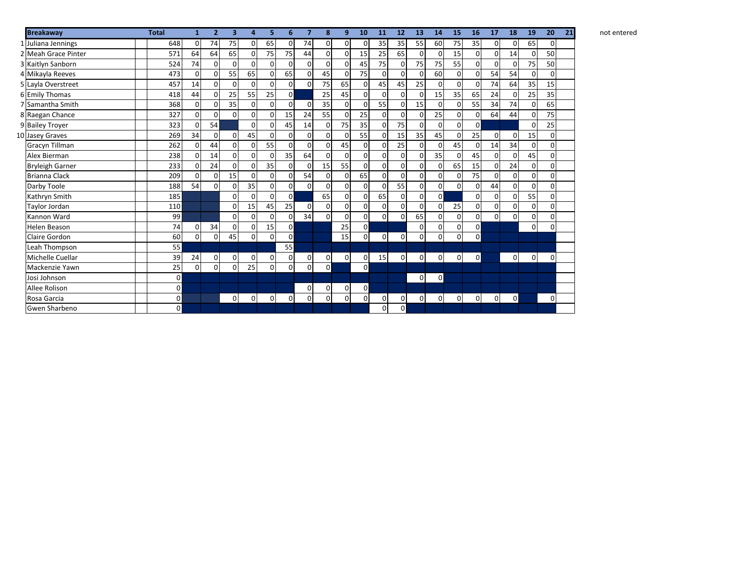| | Breakaway | | Total | 1 | 2 | 3 | 4 | 5 | 6 | 7 | 8 | 9 | 10 | 11 | 12 | 13 | 14 | 15 | 16 | 17 | 18 | 19 | 20 | 21 |
|---|---|---|---|---|---|---|---|---|---|---|---|---|---|---|---|---|---|---|---|---|---|---|---|---|
| 1 | Juliana Jennings | | 648 | 0 | 74 | 75 | 0 | 65 | 0 | 74 | 0 | 0 | 0 | 35 | 35 | 55 | 60 | 75 | 35 | 0 | 0 | 65 | 0 | |
| 2 | Meah Grace Pinter | | 571 | 64 | 64 | 65 | 0 | 75 | 75 | 44 | 0 | 0 | 15 | 25 | 65 | 0 | 0 | 15 | 0 | 0 | 14 | 0 | 50 | |
| 3 | Kaitlyn Sanborn | | 524 | 74 | 0 | 0 | 0 | 0 | 0 | 0 | 0 | 0 | 45 | 75 | 0 | 75 | 75 | 55 | 0 | 0 | 0 | 75 | 50 | |
| 4 | Mikayla Reeves | | 473 | 0 | 0 | 55 | 65 | 0 | 65 | 0 | 45 | 0 | 75 | 0 | 0 | 0 | 60 | 0 | 0 | 54 | 54 | 0 | 0 | |
| 5 | Layla Overstreet | | 457 | 14 | 0 | 0 | 0 | 0 | 0 | 0 | 75 | 65 | 0 | 45 | 45 | 25 | 0 | 0 | 0 | 74 | 64 | 35 | 15 | |
| 6 | Emily Thomas | | 418 | 44 | 0 | 25 | 55 | 25 | 0 | | 25 | 45 | 0 | 0 | 0 | 0 | 15 | 35 | 65 | 24 | 0 | 25 | 35 | |
| 7 | Samantha Smith | | 368 | 0 | 0 | 35 | 0 | 0 | 0 | 0 | 35 | 0 | 0 | 55 | 0 | 15 | 0 | 0 | 55 | 34 | 74 | 0 | 65 | |
| 8 | Raegan Chance | | 327 | 0 | 0 | 0 | 0 | 0 | 15 | 24 | 55 | 0 | 25 | 0 | 0 | 0 | 25 | 0 | 0 | 64 | 44 | 0 | 75 | |
| 9 | Bailey Troyer | | 323 | 0 | 54 | | 0 | 0 | 45 | 14 | 0 | 75 | 35 | 0 | 75 | 0 | 0 | 0 | 0 | | | 0 | 25 | |
| 10 | Jasey Graves | | 269 | 34 | 0 | 0 | 45 | 0 | 0 | 0 | 0 | 0 | 55 | 0 | 15 | 35 | 45 | 0 | 25 | 0 | 0 | 15 | 0 | |
| | Gracyn Tillman | | 262 | 0 | 44 | 0 | 0 | 55 | 0 | 0 | 0 | 45 | 0 | 0 | 25 | 0 | 0 | 45 | 0 | 14 | 34 | 0 | 0 | |
| | Alex Bierman | | 238 | 0 | 14 | 0 | 0 | 0 | 35 | 64 | 0 | 0 | 0 | 0 | 0 | 0 | 35 | 0 | 45 | 0 | 0 | 45 | 0 | |
| | Bryleigh Garner | | 233 | 0 | 24 | 0 | 0 | 35 | 0 | 0 | 15 | 55 | 0 | 0 | 0 | 0 | 0 | 65 | 15 | 0 | 24 | 0 | 0 | |
| | Brianna Clack | | 209 | 0 | 0 | 15 | 0 | 0 | 0 | 54 | 0 | 0 | 65 | 0 | 0 | 0 | 0 | 0 | 75 | 0 | 0 | 0 | 0 | |
| | Darby Toole | | 188 | 54 | 0 | 0 | 35 | 0 | 0 | 0 | 0 | 0 | 0 | 0 | 55 | 0 | 0 | 0 | 0 | 44 | 0 | 0 | 0 | |
| | Kathryn Smith | | 185 | | | 0 | 0 | 0 | 0 | | 65 | 0 | 0 | 65 | 0 | 0 | 0 | | 0 | 0 | 0 | 55 | 0 | |
| | Taylor Jordan | | 110 | | | 0 | 15 | 45 | 25 | 0 | 0 | 0 | 0 | 0 | 0 | 0 | 0 | 25 | 0 | 0 | 0 | 0 | 0 | |
| | Kannon Ward | | 99 | | | 0 | 0 | 0 | 0 | 34 | 0 | 0 | 0 | 0 | 0 | 65 | 0 | 0 | 0 | 0 | 0 | 0 | 0 | |
| | Helen Beason | | 74 | 0 | 34 | 0 | 0 | 15 | 0 | | | 25 | 0 | | | 0 | 0 | 0 | 0 | | | 0 | 0 | |
| | Claire Gordon | | 60 | 0 | 0 | 45 | 0 | 0 | 0 | | | 15 | 0 | 0 | 0 | 0 | 0 | 0 | 0 | | | | | |
| | Leah Thompson | | 55 | | | | | | 55 | | | | | | | | | | | | | | | |
| | Michelle Cuellar | | 39 | 24 | 0 | 0 | 0 | 0 | 0 | 0 | 0 | 0 | 0 | 15 | 0 | 0 | 0 | 0 | 0 | | 0 | 0 | 0 | |
| | Mackenzie Yawn | | 25 | 0 | 0 | 0 | 25 | 0 | 0 | 0 | 0 | | 0 | | | | | | | | | | | |
| | Josi Johnson | | 0 | | | | | | | | | | | | | 0 | 0 | | | | | | | |
| | Allee Rolison | | 0 | | | | | | | 0 | 0 | 0 | 0 | | | | | | | | | | | |
| | Rosa Garcia | | 0 | | | 0 | 0 | 0 | 0 | 0 | 0 | 0 | 0 | 0 | 0 | 0 | 0 | 0 | 0 | 0 | 0 | | 0 | |
| | Gwen Sharbeno | | 0 | | | | | | | | | | | 0 | 0 | | | | | | | | | |

not entered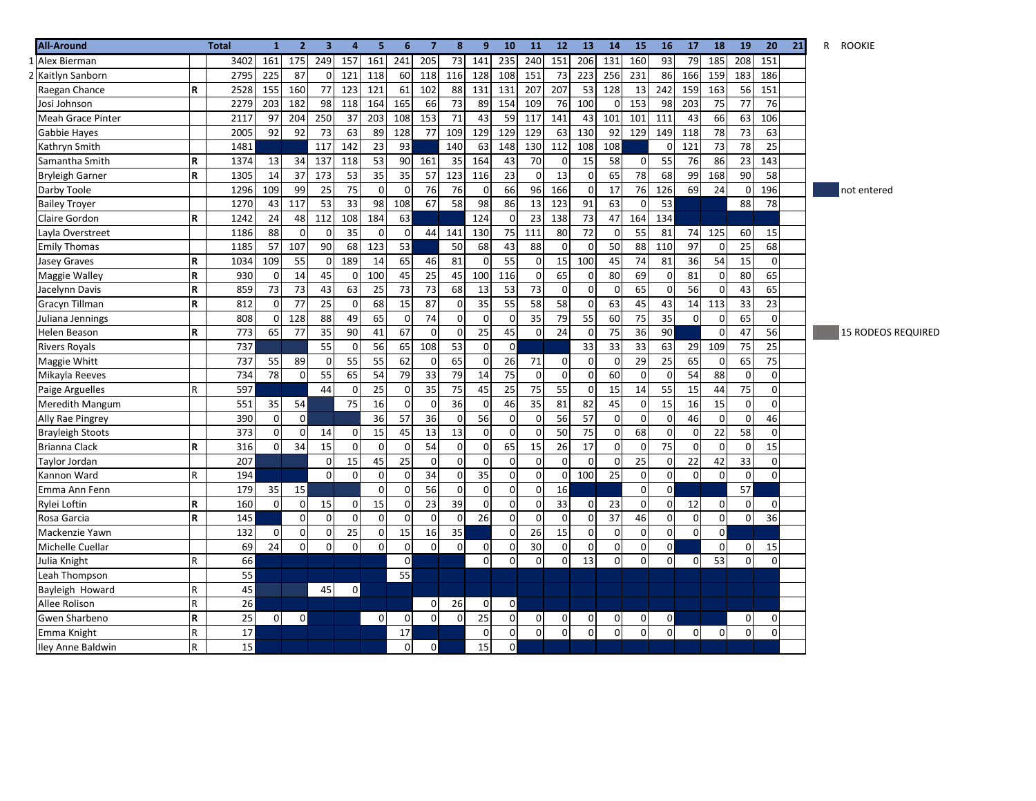| | All-Around | | Total | 1 | 2 | 3 | 4 | 5 | 6 | 7 | 8 | 9 | 10 | 11 | 12 | 13 | 14 | 15 | 16 | 17 | 18 | 19 | 20 | 21 |
|---|---|---|---|---|---|---|---|---|---|---|---|---|---|---|---|---|---|---|---|---|---|---|---|---|
| 1 | Alex Bierman | | 3402 | 161 | 175 | 249 | 157 | 161 | 241 | 205 | 73 | 141 | 235 | 240 | 151 | 206 | 131 | 160 | 93 | 79 | 185 | 208 | 151 | |
| 2 | Kaitlyn Sanborn | | 2795 | 225 | 87 | 0 | 121 | 118 | 60 | 118 | 116 | 128 | 108 | 151 | 73 | 223 | 256 | 231 | 86 | 166 | 159 | 183 | 186 | |
| | Raegan Chance | R | 2528 | 155 | 160 | 77 | 123 | 121 | 61 | 102 | 88 | 131 | 131 | 207 | 207 | 53 | 128 | 13 | 242 | 159 | 163 | 56 | 151 | |
| | Josi Johnson | | 2279 | 203 | 182 | 98 | 118 | 164 | 165 | 66 | 73 | 89 | 154 | 109 | 76 | 100 | 0 | 153 | 98 | 203 | 75 | 77 | 76 | |
| | Meah Grace Pinter | | 2117 | 97 | 204 | 250 | 37 | 203 | 108 | 153 | 71 | 43 | 59 | 117 | 141 | 43 | 101 | 101 | 111 | 43 | 66 | 63 | 106 | |
| | Gabbie Hayes | | 2005 | 92 | 92 | 73 | 63 | 89 | 128 | 77 | 109 | 129 | 129 | 129 | 63 | 130 | 92 | 129 | 149 | 118 | 78 | 73 | 63 | |
| | Kathryn Smith | | 1481 | | | 117 | 142 | 23 | 93 | | 140 | 63 | 148 | 130 | 112 | 108 | 108 | | 0 | 121 | 73 | 78 | 25 | |
| | Samantha Smith | R | 1374 | 13 | 34 | 137 | 118 | 53 | 90 | 161 | 35 | 164 | 43 | 70 | 0 | 15 | 58 | 0 | 55 | 76 | 86 | 23 | 143 | |
| | Bryleigh Garner | R | 1305 | 14 | 37 | 173 | 53 | 35 | 35 | 57 | 123 | 116 | 23 | 0 | 13 | 0 | 65 | 78 | 68 | 99 | 168 | 90 | 58 | |
| | Darby Toole | | 1296 | 109 | 99 | 25 | 75 | 0 | 0 | 76 | 76 | 0 | 66 | 96 | 166 | 0 | 17 | 76 | 126 | 69 | 24 | 0 | 196 | |
| | Bailey Troyer | | 1270 | 43 | 117 | 53 | 33 | 98 | 108 | 67 | 58 | 98 | 86 | 13 | 123 | 91 | 63 | 0 | 53 | | | 88 | 78 | |
| | Claire Gordon | R | 1242 | 24 | 48 | 112 | 108 | 184 | 63 | | | 124 | 0 | 23 | 138 | 73 | 47 | 164 | 134 | | | | | |
| | Layla Overstreet | | 1186 | 88 | 0 | 0 | 35 | 0 | 0 | 44 | 141 | 130 | 75 | 111 | 80 | 72 | 0 | 55 | 81 | 74 | 125 | 60 | 15 | |
| | Emily Thomas | | 1185 | 57 | 107 | 90 | 68 | 123 | 53 | | 50 | 68 | 43 | 88 | 0 | 0 | 50 | 88 | 110 | 97 | 0 | 25 | 68 | |
| | Jasey Graves | R | 1034 | 109 | 55 | 0 | 189 | 14 | 65 | 46 | 81 | 0 | 55 | 0 | 15 | 100 | 45 | 74 | 81 | 36 | 54 | 15 | 0 | |
| | Maggie Walley | R | 930 | 0 | 14 | 45 | 0 | 100 | 45 | 25 | 45 | 100 | 116 | 0 | 65 | 0 | 80 | 69 | 0 | 81 | 0 | 80 | 65 | |
| | Jacelynn Davis | R | 859 | 73 | 73 | 43 | 63 | 25 | 73 | 73 | 68 | 13 | 53 | 73 | 0 | 0 | 0 | 65 | 0 | 56 | 0 | 43 | 65 | |
| | Gracyn Tillman | R | 812 | 0 | 77 | 25 | 0 | 68 | 15 | 87 | 0 | 35 | 55 | 58 | 58 | 0 | 63 | 45 | 43 | 14 | 113 | 33 | 23 | |
| | Juliana Jennings | | 808 | 0 | 128 | 88 | 49 | 65 | 0 | 74 | 0 | 0 | 0 | 35 | 79 | 55 | 60 | 75 | 35 | 0 | 0 | 65 | 0 | |
| | Helen Beason | R | 773 | 65 | 77 | 35 | 90 | 41 | 67 | 0 | 0 | 25 | 45 | 0 | 24 | 0 | 75 | 36 | 90 | | 0 | 47 | 56 | |
| | Rivers Royals | | 737 | | | 55 | 0 | 56 | 65 | 108 | 53 | 0 | 0 | | | 33 | 33 | 33 | 63 | 29 | 109 | 75 | 25 | |
| | Maggie Whitt | | 737 | 55 | 89 | 0 | 55 | 55 | 62 | 0 | 65 | 0 | 26 | 71 | 0 | 0 | 0 | 29 | 25 | 65 | 0 | 65 | 75 | |
| | Mikayla Reeves | | 734 | 78 | 0 | 55 | 65 | 54 | 79 | 33 | 79 | 14 | 75 | 0 | 0 | 0 | 60 | 0 | 0 | 54 | 88 | 0 | 0 | |
| | Paige Arguelles | R | 597 | | | 44 | 0 | 25 | 0 | 35 | 75 | 45 | 25 | 75 | 55 | 0 | 15 | 14 | 55 | 15 | 44 | 75 | 0 | |
| | Meredith Mangum | | 551 | 35 | 54 | | 75 | 16 | 0 | 0 | 36 | 0 | 46 | 35 | 81 | 82 | 45 | 0 | 15 | 16 | 15 | 0 | 0 | |
| | Ally Rae Pingrey | | 390 | 0 | 0 | | | 36 | 57 | 36 | 0 | 56 | 0 | 0 | 56 | 57 | 0 | 0 | 0 | 46 | 0 | 0 | 46 | |
| | Brayleigh Stoots | | 373 | 0 | 0 | 14 | 0 | 15 | 45 | 13 | 13 | 0 | 0 | 0 | 50 | 75 | 0 | 68 | 0 | 0 | 22 | 58 | 0 | |
| | Brianna Clack | R | 316 | 0 | 34 | 15 | 0 | 0 | 0 | 54 | 0 | 0 | 65 | 15 | 26 | 17 | 0 | 0 | 75 | 0 | 0 | 0 | 15 | |
| | Taylor Jordan | | 207 | | | 0 | 15 | 45 | 25 | 0 | 0 | 0 | 0 | 0 | 0 | 0 | 0 | 25 | 0 | 22 | 42 | 33 | 0 | |
| | Kannon Ward | R | 194 | | | 0 | 0 | 0 | 0 | 34 | 0 | 35 | 0 | 0 | 0 | 100 | 25 | 0 | 0 | 0 | 0 | 0 | 0 | |
| | Emma Ann Fenn | | 179 | 35 | 15 | | | 0 | 0 | 56 | 0 | 0 | 0 | 0 | 16 | | | 0 | 0 | | | 57 | | |
| | Rylei Loftin | R | 160 | 0 | 0 | 15 | 0 | 15 | 0 | 23 | 39 | 0 | 0 | 0 | 33 | 0 | 23 | 0 | 0 | 12 | 0 | 0 | 0 | |
| | Rosa Garcia | R | 145 | | 0 | 0 | 0 | 0 | 0 | 0 | 0 | 26 | 0 | 0 | 0 | 0 | 37 | 46 | 0 | 0 | 0 | 0 | 36 | |
| | Mackenzie Yawn | | 132 | 0 | 0 | 0 | 25 | 0 | 15 | 16 | 35 | | 0 | 26 | 15 | 0 | 0 | 0 | 0 | 0 | 0 | | | |
| | Michelle Cuellar | | 69 | 24 | 0 | 0 | 0 | 0 | 0 | 0 | 0 | 0 | 0 | 30 | 0 | 0 | 0 | 0 | 0 | | 0 | 0 | 15 | |
| | Julia Knight | R | 66 | | | | | | 0 | | | 0 | 0 | 0 | 0 | 13 | 0 | 0 | 0 | 0 | 53 | 0 | 0 | |
| | Leah Thompson | | 55 | | | | | | 55 | | | | | | | | | | | | | | | |
| | Bayleigh Howard | R | 45 | | | 45 | 0 | | | | | | | | | | | | | | | | | |
| | Allee Rolison | R | 26 | | | | | | | 0 | 26 | 0 | 0 | | | | | | | | | | | |
| | Gwen Sharbeno | R | 25 | 0 | 0 | | | 0 | 0 | 0 | 0 | 25 | 0 | 0 | 0 | 0 | 0 | 0 | 0 | | | 0 | 0 | |
| | Emma Knight | R | 17 | | | | | | 17 | | | 0 | 0 | 0 | 0 | 0 | 0 | 0 | 0 | 0 | 0 | 0 | 0 | |
| | Iley Anne Baldwin | R | 15 | | | | | | 0 | 0 | | 15 | 0 | | | | | | | | | | | |

R ROOKIE

not entered

15 RODEOS REQUIRED